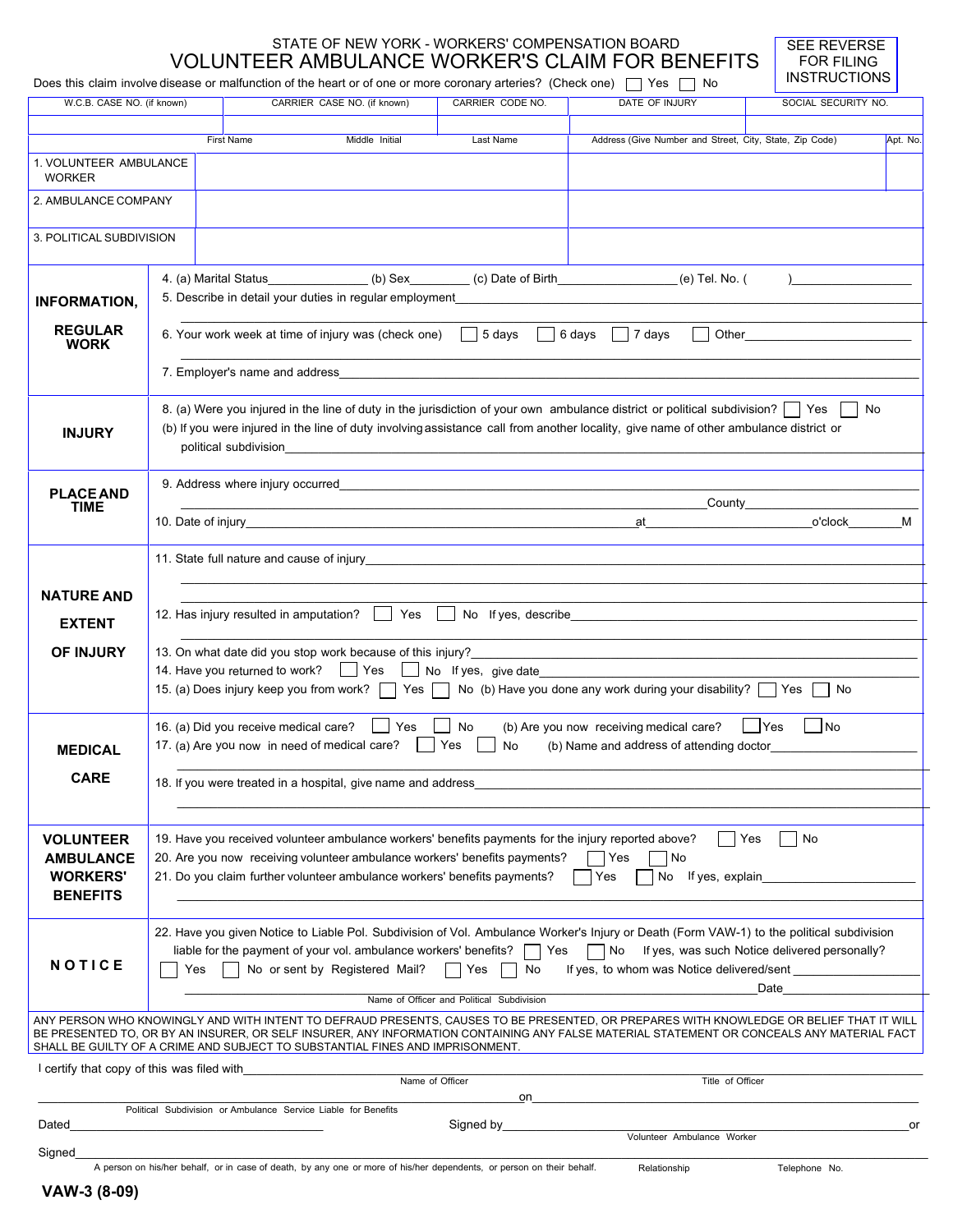STATE OF NEW YORK - WORKERS' COMPENSATION BOARD

# VOLUNTEER AMBULANCE WORKER'S CLAIM FOR BENEFITS

SEE REVERSE FOR FILING INSTRUCTIONS

Does this claim involve disease or malfunction of the heart or of one or more coronary arteries? (Check one) ☐ Yes ☐ No

| W.C.B. CASE NO. (if known) | CARRIER CASE NO. (if known) | CARRIER CODE NO. | DATE OF INJURY | SOCIAL SECURITY NO. |
|---|---|---|---|---|
| | | | | |

| | First Name | Middle Initial | Last Name | Address (Give Number and Street, City, State, Zip Code) | Apt. No. |
|---|---|---|---|---|---|
| 1. VOLUNTEER AMBULANCE WORKER | | | | | |
| 2. AMBULANCE COMPANY | | | | | |
| 3. POLITICAL SUBDIVISION | | | | | |

## INFORMATION, REGULAR WORK

4. (a) Marital Status\_\_\_\_\_\_\_\_ (b) Sex\_\_\_\_\_\_ (c) Date of Birth\_\_\_\_\_\_\_\_ (e) Tel. No. ( )\_\_\_\_\_\_\_\_

5. Describe in detail your duties in regular employment\_\_\_\_\_\_\_\_

6. Your work week at time of injury was (check one) ☐ 5 days ☐ 6 days ☐ 7 days ☐ Other\_\_\_\_\_\_\_\_

7. Employer's name and address\_\_\_\_\_\_\_\_

## INJURY

8. (a) Were you injured in the line of duty in the jurisdiction of your own ambulance district or political subdivision? ☐ Yes ☐ No

(b) If you were injured in the line of duty involving assistance call from another locality, give name of other ambulance district or political subdivision\_\_\_\_\_\_\_\_

## PLACE AND TIME

9. Address where injury occurred\_\_\_\_\_\_\_\_ County\_\_\_\_\_\_\_\_

10. Date of injury\_\_\_\_\_\_\_\_ at\_\_\_\_\_\_\_\_ o'clock\_\_\_\_M

## NATURE AND EXTENT OF INJURY

11. State full nature and cause of injury\_\_\_\_\_\_\_\_

12. Has injury resulted in amputation? ☐ Yes ☐ No If yes, describe\_\_\_\_\_\_\_\_

13. On what date did you stop work because of this injury?\_\_\_\_\_\_\_\_

14. Have you returned to work? ☐ Yes ☐ No If yes, give date\_\_\_\_\_\_\_\_

15. (a) Does injury keep you from work? ☐ Yes ☐ No (b) Have you done any work during your disability? ☐ Yes ☐ No

## MEDICAL CARE

16. (a) Did you receive medical care? ☐ Yes ☐ No (b) Are you now receiving medical care? ☐ Yes ☐ No

17. (a) Are you now in need of medical care? ☐ Yes ☐ No (b) Name and address of attending doctor\_\_\_\_\_\_\_\_

18. If you were treated in a hospital, give name and address\_\_\_\_\_\_\_\_

## VOLUNTEER AMBULANCE WORKERS' BENEFITS

19. Have you received volunteer ambulance workers' benefits payments for the injury reported above? ☐ Yes ☐ No

20. Are you now receiving volunteer ambulance workers' benefits payments? ☐ Yes ☐ No

21. Do you claim further volunteer ambulance workers' benefits payments? ☐ Yes ☐ No If yes, explain\_\_\_\_\_\_\_\_

## NOTICE

22. Have you given Notice to Liable Pol. Subdivision of Vol. Ambulance Worker's Injury or Death (Form VAW-1) to the political subdivision liable for the payment of your vol. ambulance workers' benefits? ☐ Yes ☐ No If yes, was such Notice delivered personally? ☐ Yes ☐ No or sent by Registered Mail? ☐ Yes ☐ No If yes, to whom was Notice delivered/sent\_\_\_\_\_\_\_\_

\_\_\_\_\_\_\_\_ Date\_\_\_\_\_\_\_\_

Name of Officer and Political Subdivision

ANY PERSON WHO KNOWINGLY AND WITH INTENT TO DEFRAUD PRESENTS, CAUSES TO BE PRESENTED, OR PREPARES WITH KNOWLEDGE OR BELIEF THAT IT WILL BE PRESENTED TO, OR BY AN INSURER, OR SELF INSURER, ANY INFORMATION CONTAINING ANY FALSE MATERIAL STATEMENT OR CONCEALS ANY MATERIAL FACT SHALL BE GUILTY OF A CRIME AND SUBJECT TO SUBSTANTIAL FINES AND IMPRISONMENT.

I certify that copy of this was filed with\_\_\_\_\_\_\_\_

Name of Officer Title of Officer

\_\_\_\_\_\_\_\_ on\_\_\_\_\_\_\_\_

Political Subdivision or Ambulance Service Liable for Benefits

Dated\_\_\_\_\_\_\_\_ Signed by\_\_\_\_\_\_\_\_ or

Volunteer Ambulance Worker

Signed\_\_\_\_\_\_\_\_

A person on his/her behalf, or in case of death, by any one or more of his/her dependents, or person on their behalf. Relationship Telephone No.

VAW-3 (8-09)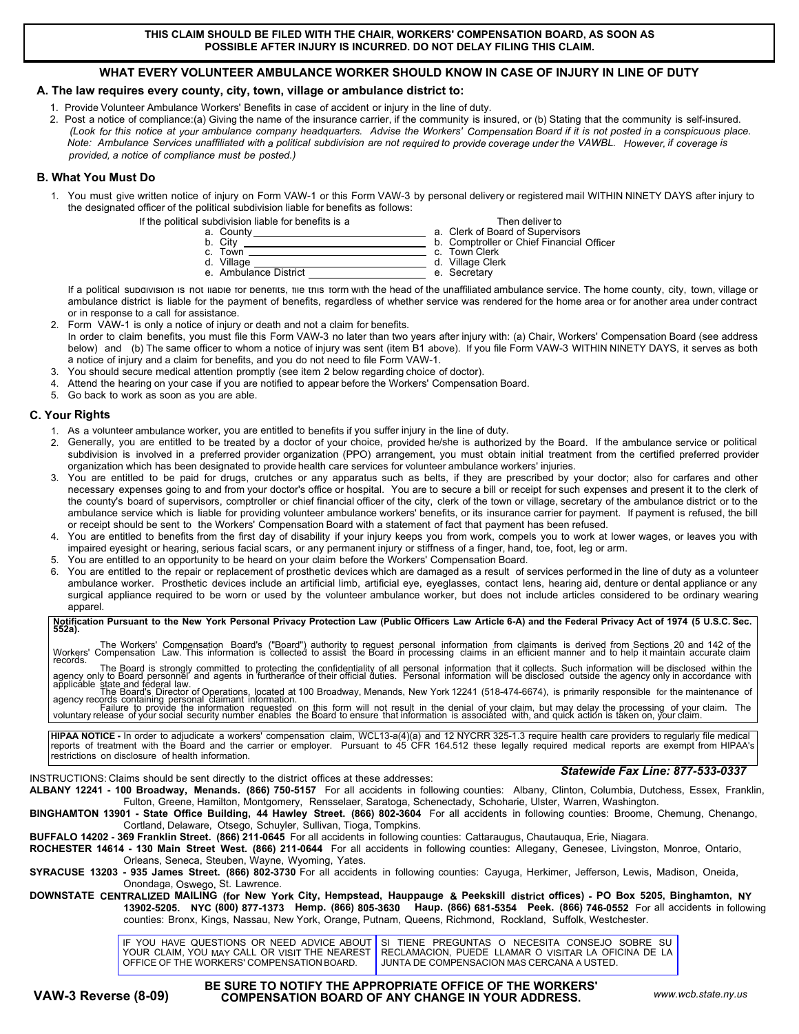**THIS CLAIM SHOULD BE FILED WITH THE CHAIR, WORKERS' COMPENSATION BOARD, AS SOON AS POSSIBLE AFTER INJURY IS INCURRED. DO NOT DELAY FILING THIS CLAIM.**

## WHAT EVERY VOLUNTEER AMBULANCE WORKER SHOULD KNOW IN CASE OF INJURY IN LINE OF DUTY

### A. The law requires every county, city, town, village or ambulance district to:

1. Provide Volunteer Ambulance Workers' Benefits in case of accident or injury in the line of duty.
2. Post a notice of compliance:(a) Giving the name of the insurance carrier, if the community is insured, or (b) Stating that the community is self-insured. *(Look for this notice at your ambulance company headquarters. Advise the Workers' Compensation Board if it is not posted in a conspicuous place. Note: Ambulance Services unaffiliated with a political subdivision are not required to provide coverage under the VAWBL. However, if coverage is provided, a notice of compliance must be posted.)*

### B. What You Must Do

1. You must give written notice of injury on Form VAW-1 or this Form VAW-3 by personal delivery or registered mail WITHIN NINETY DAYS after injury to the designated officer of the political subdivision liable for benefits as follows:

| If the political subdivision liable for benefits is a | Then deliver to |
|---|---|
| a. County ______________ | a. Clerk of Board of Supervisors |
| b. City ______________ | b. Comptroller or Chief Financial Officer |
| c. Town ______________ | c. Town Clerk |
| d. Village ______________ | d. Village Clerk |
| e. Ambulance District ______________ | e. Secretary |

If a political subdivision is not liable for benefits, file this form with the head of the unaffiliated ambulance service. The home county, city, town, village or ambulance district is liable for the payment of benefits, regardless of whether service was rendered for the home area or for another area under contract or in response to a call for assistance.

2. Form VAW-1 is only a notice of injury or death and not a claim for benefits.
In order to claim benefits, you must file this Form VAW-3 no later than two years after injury with: (a) Chair, Workers' Compensation Board (see address below) and (b) The same officer to whom a notice of injury was sent (item B1 above). If you file Form VAW-3 WITHIN NINETY DAYS, it serves as both a notice of injury and a claim for benefits, and you do not need to file Form VAW-1.
3. You should secure medical attention promptly (see item 2 below regarding choice of doctor).
4. Attend the hearing on your case if you are notified to appear before the Workers' Compensation Board.
5. Go back to work as soon as you are able.

### C. Your Rights

1. As a volunteer ambulance worker, you are entitled to benefits if you suffer injury in the line of duty.
2. Generally, you are entitled to be treated by a doctor of your choice, provided he/she is authorized by the Board. If the ambulance service or political subdivision is involved in a preferred provider organization (PPO) arrangement, you must obtain initial treatment from the certified preferred provider organization which has been designated to provide health care services for volunteer ambulance workers' injuries.
3. You are entitled to be paid for drugs, crutches or any apparatus such as belts, if they are prescribed by your doctor; also for carfares and other necessary expenses going to and from your doctor's office or hospital. You are to secure a bill or receipt for such expenses and present it to the clerk of the county's board of supervisors, comptroller or chief financial officer of the city, clerk of the town or village, secretary of the ambulance district or to the ambulance service which is liable for providing volunteer ambulance workers' benefits, or its insurance carrier for payment. If payment is refused, the bill or receipt should be sent to the Workers' Compensation Board with a statement of fact that payment has been refused.
4. You are entitled to benefits from the first day of disability if your injury keeps you from work, compels you to work at lower wages, or leaves you with impaired eyesight or hearing, serious facial scars, or any permanent injury or stiffness of a finger, hand, toe, foot, leg or arm.
5. You are entitled to an opportunity to be heard on your claim before the Workers' Compensation Board.
6. You are entitled to the repair or replacement of prosthetic devices which are damaged as a result of services performed in the line of duty as a volunteer ambulance worker. Prosthetic devices include an artificial limb, artificial eye, eyeglasses, contact lens, hearing aid, denture or dental appliance or any surgical appliance required to be worn or used by the volunteer ambulance worker, but does not include articles considered to be ordinary wearing apparel.

**Notification Pursuant to the New York Personal Privacy Protection Law (Public Officers Law Article 6-A) and the Federal Privacy Act of 1974 (5 U.S.C. Sec. 552a).**

The Workers' Compensation Board's ("Board") authority to request personal information from claimants is derived from Sections 20 and 142 of the Workers' Compensation Law. This information is collected to assist the Board in processing claims in an efficient manner and to help it maintain accurate claim records.

The Board is strongly committed to protecting the confidentiality of all personal information that it collects. Such information will be disclosed within the agency only to Board personnel and agents in furtherance of their official duties. Personal information will be disclosed outside the agency only in accordance with applicable state and federal law.

The Board's Director of Operations, located at 100 Broadway, Menands, New York 12241 (518-474-6674), is primarily responsible for the maintenance of agency records containing personal claimant information.

Failure to provide the information requested on this form will not result in the denial of your claim, but may delay the processing of your claim. The voluntary release of your social security number enables the Board to ensure that information is associated with, and quick action is taken on, your claim.

**HIPAA NOTICE -** In order to adjudicate a workers' compensation claim, WCL13-a(4)(a) and 12 NYCRR 325-1.3 require health care providers to regularly file medical reports of treatment with the Board and the carrier or employer. Pursuant to 45 CFR 164.512 these legally required medical reports are exempt from HIPAA's restrictions on disclosure of health information.

***Statewide Fax Line: 877-533-0337***

INSTRUCTIONS: Claims should be sent directly to the district offices at these addresses:

**ALBANY 12241 - 100 Broadway, Menands. (866) 750-5157** For all accidents in following counties: Albany, Clinton, Columbia, Dutchess, Essex, Franklin, Fulton, Greene, Hamilton, Montgomery, Rensselaer, Saratoga, Schenectady, Schoharie, Ulster, Warren, Washington.

**BINGHAMTON 13901 - State Office Building, 44 Hawley Street. (866) 802-3604** For all accidents in following counties: Broome, Chemung, Chenango, Cortland, Delaware, Otsego, Schuyler, Sullivan, Tioga, Tompkins.

**BUFFALO 14202 - 369 Franklin Street. (866) 211-0645** For all accidents in following counties: Cattaraugus, Chautauqua, Erie, Niagara.

**ROCHESTER 14614 - 130 Main Street West. (866) 211-0644** For all accidents in following counties: Allegany, Genesee, Livingston, Monroe, Ontario, Orleans, Seneca, Steuben, Wayne, Wyoming, Yates.

**SYRACUSE 13203 - 935 James Street. (866) 802-3730** For all accidents in following counties: Cayuga, Herkimer, Jefferson, Lewis, Madison, Oneida, Onondaga, Oswego, St. Lawrence.

**DOWNSTATE CENTRALIZED MAILING (for New York City, Hempstead, Hauppauge & Peekskill district offices) - PO Box 5205, Binghamton, NY 13902-5205. NYC (800) 877-1373 Hemp. (866) 805-3630 Haup. (866) 681-5354 Peek. (866) 746-0552** For all accidents in following counties: Bronx, Kings, Nassau, New York, Orange, Putnam, Queens, Richmond, Rockland, Suffolk, Westchester.

| | |
|---|---|
| IF YOU HAVE QUESTIONS OR NEED ADVICE ABOUT YOUR CLAIM, YOU MAY CALL OR VISIT THE NEAREST OFFICE OF THE WORKERS' COMPENSATION BOARD. | SI TIENE PREGUNTAS O NECESITA CONSEJO SOBRE SU RECLAMACION, PUEDE LLAMAR O VISITAR LA OFICINA DE LA JUNTA DE COMPENSACION MAS CERCANA A USTED. |

**VAW-3 Reverse (8-09)**

**BE SURE TO NOTIFY THE APPROPRIATE OFFICE OF THE WORKERS' COMPENSATION BOARD OF ANY CHANGE IN YOUR ADDRESS.**

*www.wcb.state.ny.us*